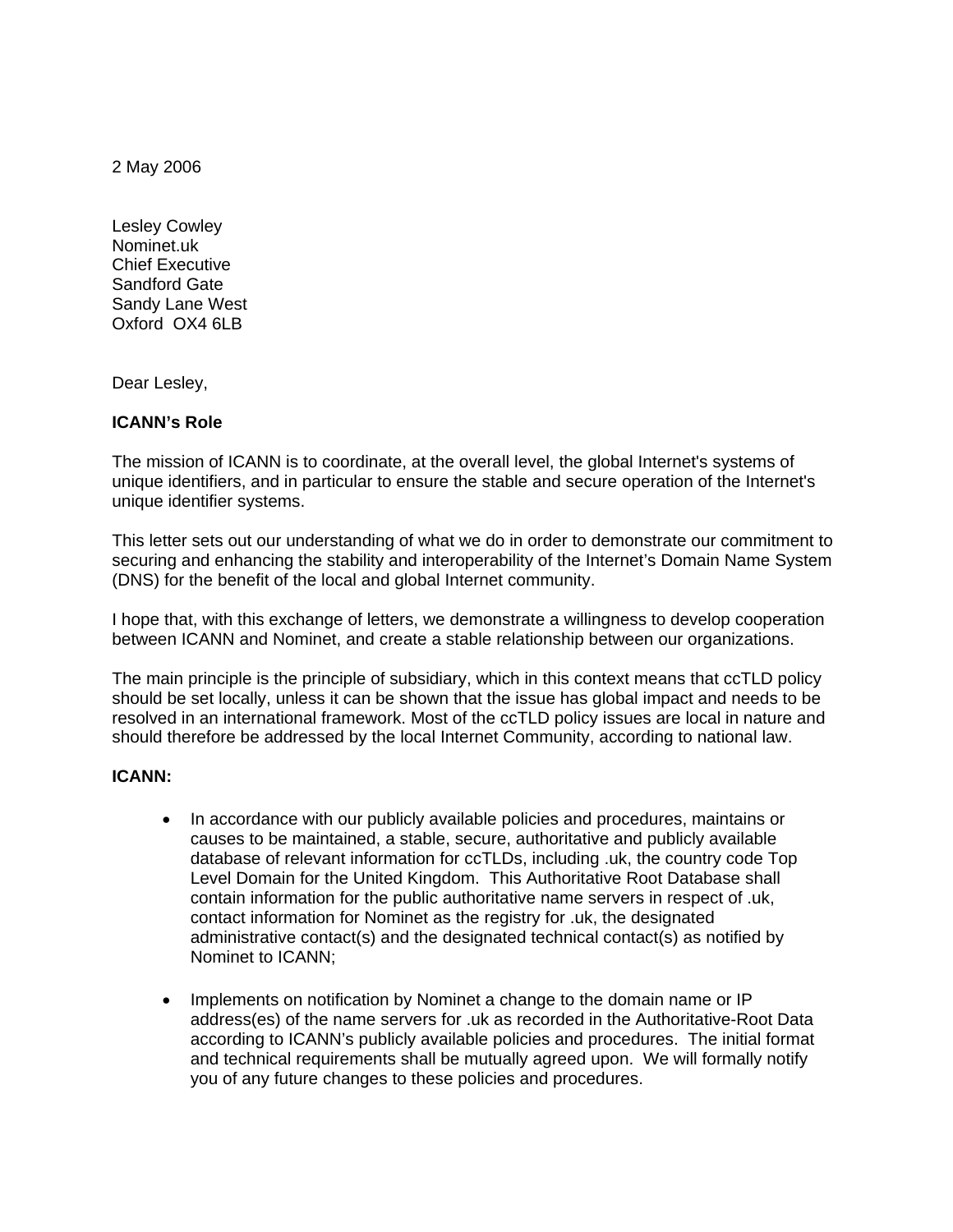2 May 2006

Lesley Cowley  
Nominet.uk  
Chief Executive  
Sandford Gate  
Sandy Lane West  
Oxford  OX4 6LB

Dear Lesley,

**ICANN's Role**

The mission of ICANN is to coordinate, at the overall level, the global Internet's systems of unique identifiers, and in particular to ensure the stable and secure operation of the Internet's unique identifier systems.

This letter sets out our understanding of what we do in order to demonstrate our commitment to securing and enhancing the stability and interoperability of the Internet's Domain Name System (DNS) for the benefit of the local and global Internet community.

I hope that, with this exchange of letters, we demonstrate a willingness to develop cooperation between ICANN and Nominet, and create a stable relationship between our organizations.

The main principle is the principle of subsidiary, which in this context means that ccTLD policy should be set locally, unless it can be shown that the issue has global impact and needs to be resolved in an international framework. Most of the ccTLD policy issues are local in nature and should therefore be addressed by the local Internet Community, according to national law.

**ICANN:**

- In accordance with our publicly available policies and procedures, maintains or causes to be maintained, a stable, secure, authoritative and publicly available database of relevant information for ccTLDs, including .uk, the country code Top Level Domain for the United Kingdom. This Authoritative Root Database shall contain information for the public authoritative name servers in respect of .uk, contact information for Nominet as the registry for .uk, the designated administrative contact(s) and the designated technical contact(s) as notified by Nominet to ICANN;

- Implements on notification by Nominet a change to the domain name or IP address(es) of the name servers for .uk as recorded in the Authoritative-Root Data according to ICANN's publicly available policies and procedures. The initial format and technical requirements shall be mutually agreed upon. We will formally notify you of any future changes to these policies and procedures.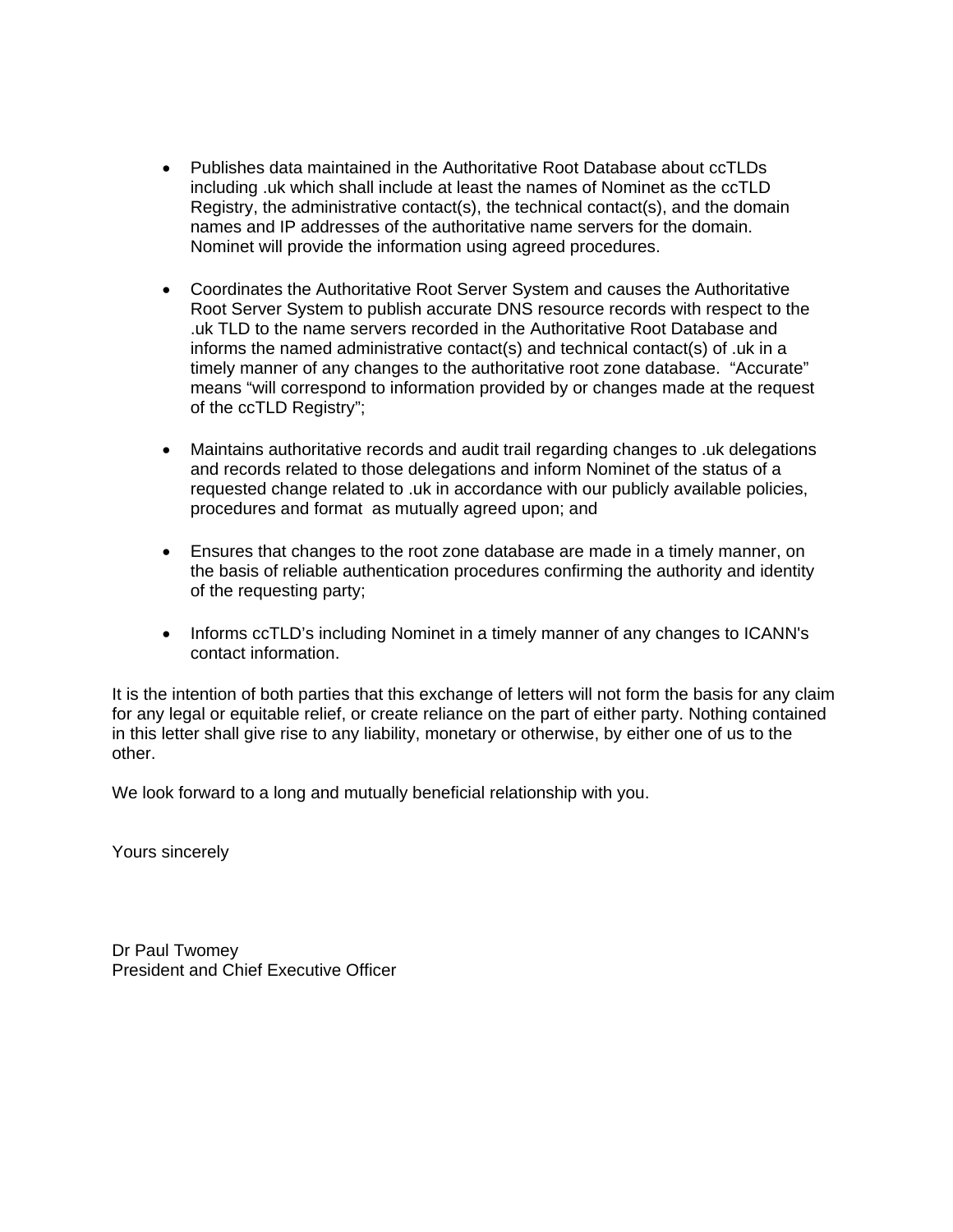- Publishes data maintained in the Authoritative Root Database about ccTLDs including .uk which shall include at least the names of Nominet as the ccTLD Registry, the administrative contact(s), the technical contact(s), and the domain names and IP addresses of the authoritative name servers for the domain. Nominet will provide the information using agreed procedures.

- Coordinates the Authoritative Root Server System and causes the Authoritative Root Server System to publish accurate DNS resource records with respect to the .uk TLD to the name servers recorded in the Authoritative Root Database and informs the named administrative contact(s) and technical contact(s) of .uk in a timely manner of any changes to the authoritative root zone database. "Accurate" means "will correspond to information provided by or changes made at the request of the ccTLD Registry";

- Maintains authoritative records and audit trail regarding changes to .uk delegations and records related to those delegations and inform Nominet of the status of a requested change related to .uk in accordance with our publicly available policies, procedures and format as mutually agreed upon; and

- Ensures that changes to the root zone database are made in a timely manner, on the basis of reliable authentication procedures confirming the authority and identity of the requesting party;

- Informs ccTLD's including Nominet in a timely manner of any changes to ICANN's contact information.

It is the intention of both parties that this exchange of letters will not form the basis for any claim for any legal or equitable relief, or create reliance on the part of either party. Nothing contained in this letter shall give rise to any liability, monetary or otherwise, by either one of us to the other.

We look forward to a long and mutually beneficial relationship with you.

Yours sincerely

Dr Paul Twomey
President and Chief Executive Officer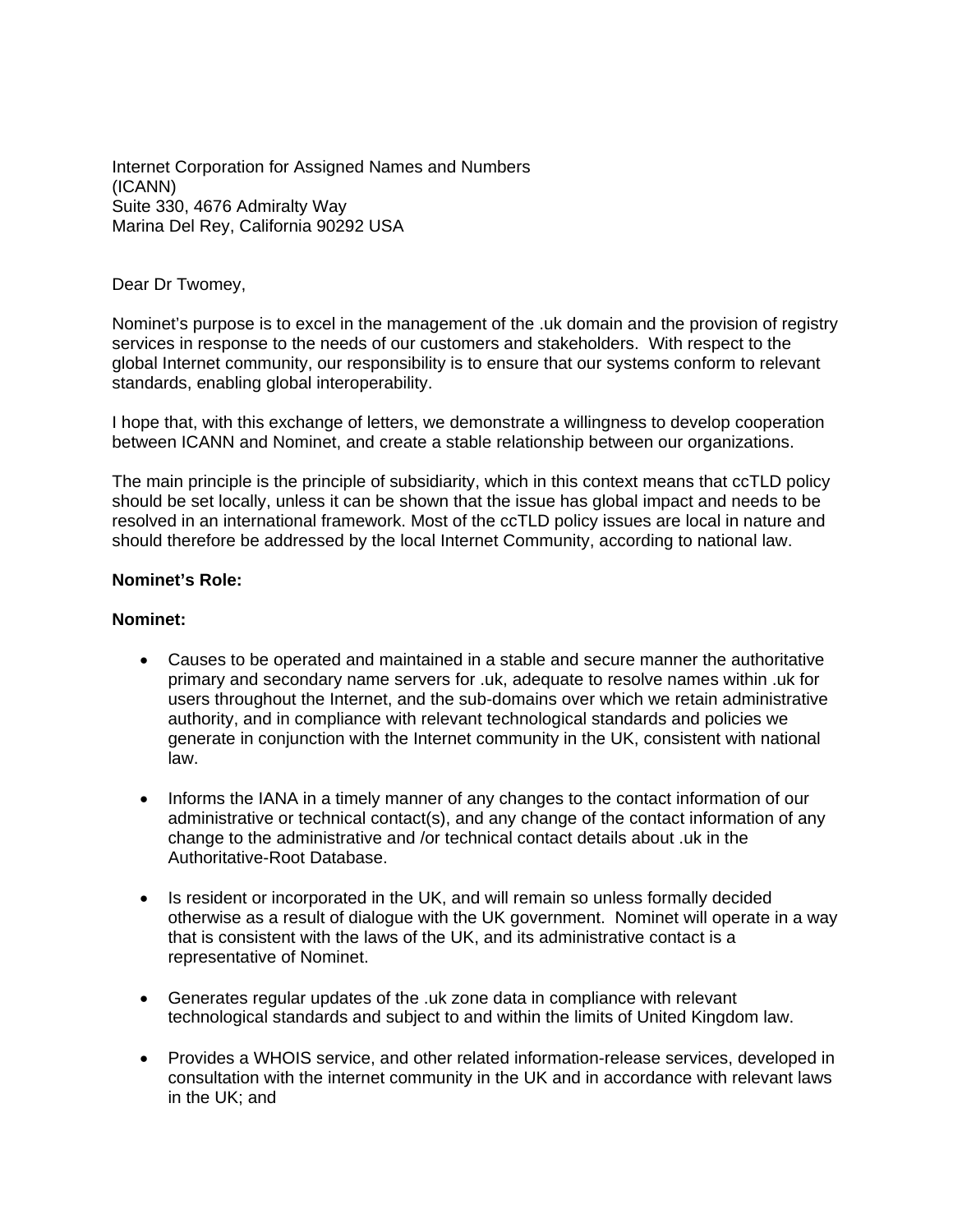Internet Corporation for Assigned Names and Numbers
(ICANN)
Suite 330, 4676 Admiralty Way
Marina Del Rey, California 90292 USA

Dear Dr Twomey,

Nominet's purpose is to excel in the management of the .uk domain and the provision of registry services in response to the needs of our customers and stakeholders. With respect to the global Internet community, our responsibility is to ensure that our systems conform to relevant standards, enabling global interoperability.

I hope that, with this exchange of letters, we demonstrate a willingness to develop cooperation between ICANN and Nominet, and create a stable relationship between our organizations.

The main principle is the principle of subsidiarity, which in this context means that ccTLD policy should be set locally, unless it can be shown that the issue has global impact and needs to be resolved in an international framework. Most of the ccTLD policy issues are local in nature and should therefore be addressed by the local Internet Community, according to national law.

**Nominet's Role:**

**Nominet:**

- Causes to be operated and maintained in a stable and secure manner the authoritative primary and secondary name servers for .uk, adequate to resolve names within .uk for users throughout the Internet, and the sub-domains over which we retain administrative authority, and in compliance with relevant technological standards and policies we generate in conjunction with the Internet community in the UK, consistent with national law.

- Informs the IANA in a timely manner of any changes to the contact information of our administrative or technical contact(s), and any change of the contact information of any change to the administrative and /or technical contact details about .uk in the Authoritative-Root Database.

- Is resident or incorporated in the UK, and will remain so unless formally decided otherwise as a result of dialogue with the UK government. Nominet will operate in a way that is consistent with the laws of the UK, and its administrative contact is a representative of Nominet.

- Generates regular updates of the .uk zone data in compliance with relevant technological standards and subject to and within the limits of United Kingdom law.

- Provides a WHOIS service, and other related information-release services, developed in consultation with the internet community in the UK and in accordance with relevant laws in the UK; and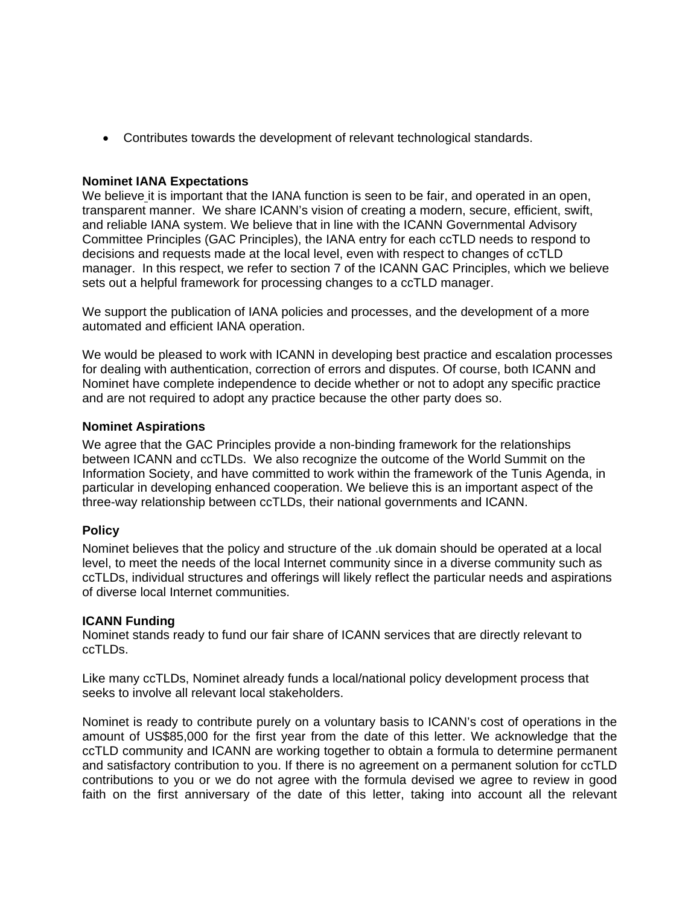- Contributes towards the development of relevant technological standards.

**Nominet IANA Expectations**

We believe it is important that the IANA function is seen to be fair, and operated in an open, transparent manner. We share ICANN's vision of creating a modern, secure, efficient, swift, and reliable IANA system. We believe that in line with the ICANN Governmental Advisory Committee Principles (GAC Principles), the IANA entry for each ccTLD needs to respond to decisions and requests made at the local level, even with respect to changes of ccTLD manager. In this respect, we refer to section 7 of the ICANN GAC Principles, which we believe sets out a helpful framework for processing changes to a ccTLD manager.

We support the publication of IANA policies and processes, and the development of a more automated and efficient IANA operation.

We would be pleased to work with ICANN in developing best practice and escalation processes for dealing with authentication, correction of errors and disputes. Of course, both ICANN and Nominet have complete independence to decide whether or not to adopt any specific practice and are not required to adopt any practice because the other party does so.

**Nominet Aspirations**

We agree that the GAC Principles provide a non-binding framework for the relationships between ICANN and ccTLDs. We also recognize the outcome of the World Summit on the Information Society, and have committed to work within the framework of the Tunis Agenda, in particular in developing enhanced cooperation. We believe this is an important aspect of the three-way relationship between ccTLDs, their national governments and ICANN.

**Policy**

Nominet believes that the policy and structure of the .uk domain should be operated at a local level, to meet the needs of the local Internet community since in a diverse community such as ccTLDs, individual structures and offerings will likely reflect the particular needs and aspirations of diverse local Internet communities.

**ICANN Funding**

Nominet stands ready to fund our fair share of ICANN services that are directly relevant to ccTLDs.

Like many ccTLDs, Nominet already funds a local/national policy development process that seeks to involve all relevant local stakeholders.

Nominet is ready to contribute purely on a voluntary basis to ICANN's cost of operations in the amount of US$85,000 for the first year from the date of this letter. We acknowledge that the ccTLD community and ICANN are working together to obtain a formula to determine permanent and satisfactory contribution to you. If there is no agreement on a permanent solution for ccTLD contributions to you or we do not agree with the formula devised we agree to review in good faith on the first anniversary of the date of this letter, taking into account all the relevant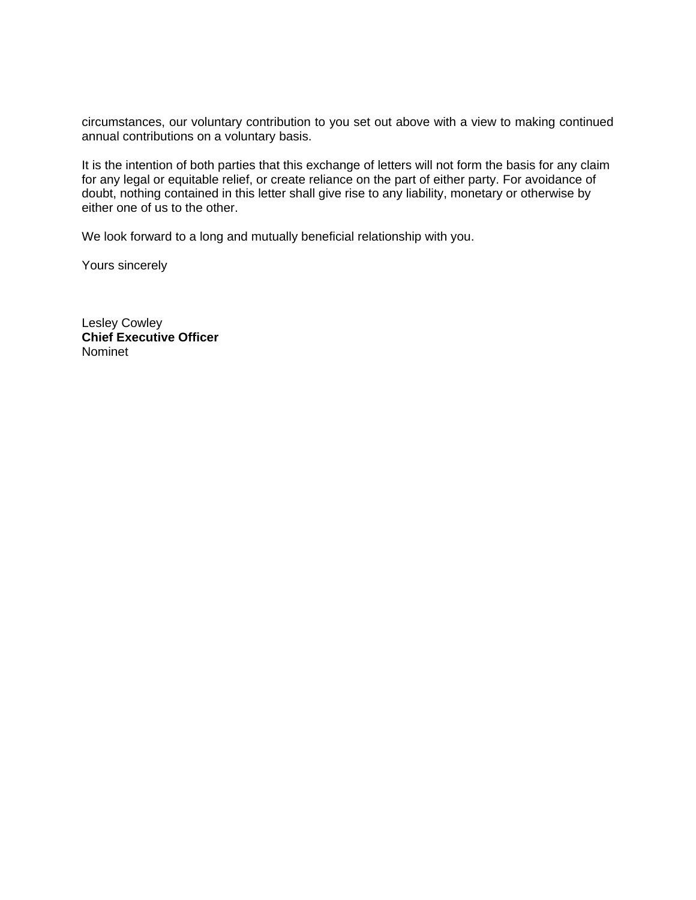circumstances, our voluntary contribution to you set out above with a view to making continued annual contributions on a voluntary basis.

It is the intention of both parties that this exchange of letters will not form the basis for any claim for any legal or equitable relief, or create reliance on the part of either party. For avoidance of doubt, nothing contained in this letter shall give rise to any liability, monetary or otherwise by either one of us to the other.

We look forward to a long and mutually beneficial relationship with you.

Yours sincerely

Lesley Cowley  
**Chief Executive Officer**  
Nominet